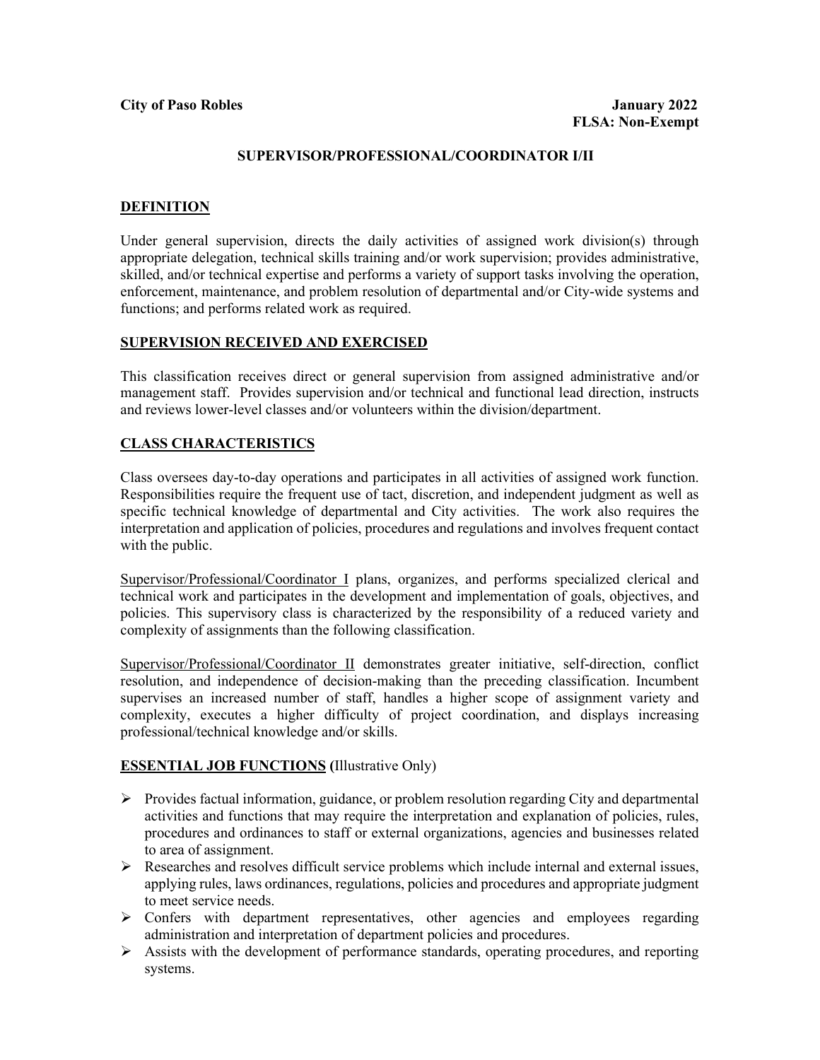**City of Paso Robles** **January 2022**
**FLSA: Non-Exempt**

# SUPERVISOR/PROFESSIONAL/COORDINATOR I/II

## DEFINITION

Under general supervision, directs the daily activities of assigned work division(s) through appropriate delegation, technical skills training and/or work supervision; provides administrative, skilled, and/or technical expertise and performs a variety of support tasks involving the operation, enforcement, maintenance, and problem resolution of departmental and/or City-wide systems and functions; and performs related work as required.

## SUPERVISION RECEIVED AND EXERCISED

This classification receives direct or general supervision from assigned administrative and/or management staff. Provides supervision and/or technical and functional lead direction, instructs and reviews lower-level classes and/or volunteers within the division/department.

## CLASS CHARACTERISTICS

Class oversees day-to-day operations and participates in all activities of assigned work function. Responsibilities require the frequent use of tact, discretion, and independent judgment as well as specific technical knowledge of departmental and City activities. The work also requires the interpretation and application of policies, procedures and regulations and involves frequent contact with the public.

Supervisor/Professional/Coordinator I plans, organizes, and performs specialized clerical and technical work and participates in the development and implementation of goals, objectives, and policies. This supervisory class is characterized by the responsibility of a reduced variety and complexity of assignments than the following classification.

Supervisor/Professional/Coordinator II demonstrates greater initiative, self-direction, conflict resolution, and independence of decision-making than the preceding classification. Incumbent supervises an increased number of staff, handles a higher scope of assignment variety and complexity, executes a higher difficulty of project coordination, and displays increasing professional/technical knowledge and/or skills.

## ESSENTIAL JOB FUNCTIONS (Illustrative Only)

- Provides factual information, guidance, or problem resolution regarding City and departmental activities and functions that may require the interpretation and explanation of policies, rules, procedures and ordinances to staff or external organizations, agencies and businesses related to area of assignment.
- Researches and resolves difficult service problems which include internal and external issues, applying rules, laws ordinances, regulations, policies and procedures and appropriate judgment to meet service needs.
- Confers with department representatives, other agencies and employees regarding administration and interpretation of department policies and procedures.
- Assists with the development of performance standards, operating procedures, and reporting systems.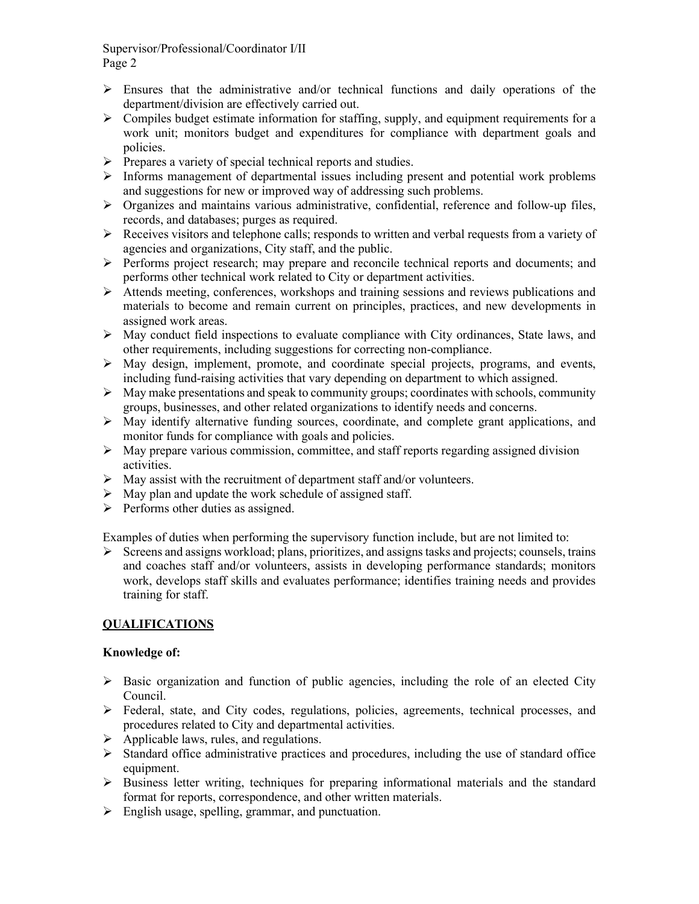- Ensures that the administrative and/or technical functions and daily operations of the department/division are effectively carried out.
- Compiles budget estimate information for staffing, supply, and equipment requirements for a work unit; monitors budget and expenditures for compliance with department goals and policies.
- Prepares a variety of special technical reports and studies.
- Informs management of departmental issues including present and potential work problems and suggestions for new or improved way of addressing such problems.
- Organizes and maintains various administrative, confidential, reference and follow-up files, records, and databases; purges as required.
- Receives visitors and telephone calls; responds to written and verbal requests from a variety of agencies and organizations, City staff, and the public.
- Performs project research; may prepare and reconcile technical reports and documents; and performs other technical work related to City or department activities.
- Attends meeting, conferences, workshops and training sessions and reviews publications and materials to become and remain current on principles, practices, and new developments in assigned work areas.
- May conduct field inspections to evaluate compliance with City ordinances, State laws, and other requirements, including suggestions for correcting non-compliance.
- May design, implement, promote, and coordinate special projects, programs, and events, including fund-raising activities that vary depending on department to which assigned.
- May make presentations and speak to community groups; coordinates with schools, community groups, businesses, and other related organizations to identify needs and concerns.
- May identify alternative funding sources, coordinate, and complete grant applications, and monitor funds for compliance with goals and policies.
- May prepare various commission, committee, and staff reports regarding assigned division activities.
- May assist with the recruitment of department staff and/or volunteers.
- May plan and update the work schedule of assigned staff.
- Performs other duties as assigned.

Examples of duties when performing the supervisory function include, but are not limited to:

- Screens and assigns workload; plans, prioritizes, and assigns tasks and projects; counsels, trains and coaches staff and/or volunteers, assists in developing performance standards; monitors work, develops staff skills and evaluates performance; identifies training needs and provides training for staff.

## QUALIFICATIONS

**Knowledge of:**

- Basic organization and function of public agencies, including the role of an elected City Council.
- Federal, state, and City codes, regulations, policies, agreements, technical processes, and procedures related to City and departmental activities.
- Applicable laws, rules, and regulations.
- Standard office administrative practices and procedures, including the use of standard office equipment.
- Business letter writing, techniques for preparing informational materials and the standard format for reports, correspondence, and other written materials.
- English usage, spelling, grammar, and punctuation.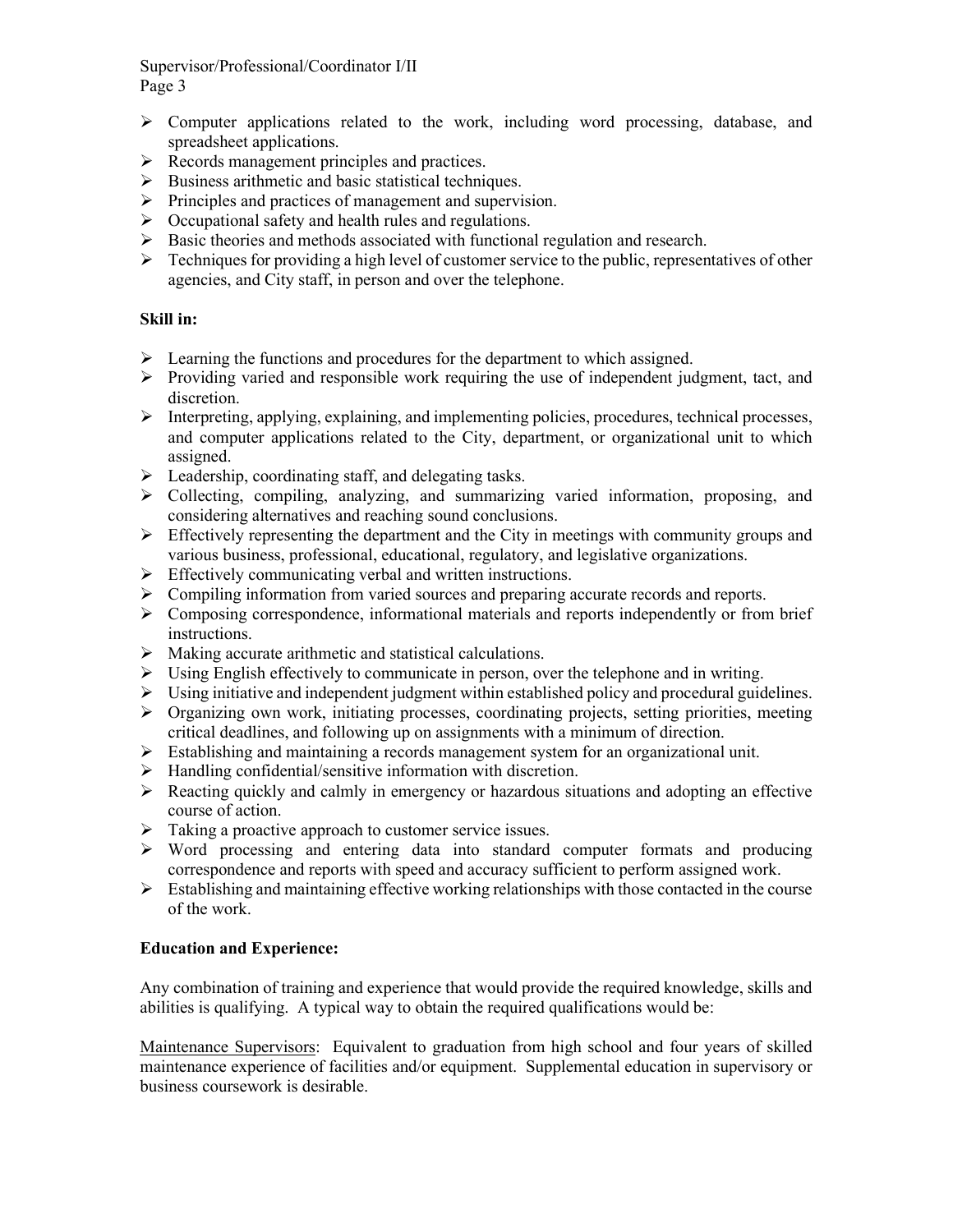- Computer applications related to the work, including word processing, database, and spreadsheet applications.
- Records management principles and practices.
- Business arithmetic and basic statistical techniques.
- Principles and practices of management and supervision.
- Occupational safety and health rules and regulations.
- Basic theories and methods associated with functional regulation and research.
- Techniques for providing a high level of customer service to the public, representatives of other agencies, and City staff, in person and over the telephone.

**Skill in:**

- Learning the functions and procedures for the department to which assigned.
- Providing varied and responsible work requiring the use of independent judgment, tact, and discretion.
- Interpreting, applying, explaining, and implementing policies, procedures, technical processes, and computer applications related to the City, department, or organizational unit to which assigned.
- Leadership, coordinating staff, and delegating tasks.
- Collecting, compiling, analyzing, and summarizing varied information, proposing, and considering alternatives and reaching sound conclusions.
- Effectively representing the department and the City in meetings with community groups and various business, professional, educational, regulatory, and legislative organizations.
- Effectively communicating verbal and written instructions.
- Compiling information from varied sources and preparing accurate records and reports.
- Composing correspondence, informational materials and reports independently or from brief instructions.
- Making accurate arithmetic and statistical calculations.
- Using English effectively to communicate in person, over the telephone and in writing.
- Using initiative and independent judgment within established policy and procedural guidelines.
- Organizing own work, initiating processes, coordinating projects, setting priorities, meeting critical deadlines, and following up on assignments with a minimum of direction.
- Establishing and maintaining a records management system for an organizational unit.
- Handling confidential/sensitive information with discretion.
- Reacting quickly and calmly in emergency or hazardous situations and adopting an effective course of action.
- Taking a proactive approach to customer service issues.
- Word processing and entering data into standard computer formats and producing correspondence and reports with speed and accuracy sufficient to perform assigned work.
- Establishing and maintaining effective working relationships with those contacted in the course of the work.

**Education and Experience:**

Any combination of training and experience that would provide the required knowledge, skills and abilities is qualifying. A typical way to obtain the required qualifications would be:

Maintenance Supervisors: Equivalent to graduation from high school and four years of skilled maintenance experience of facilities and/or equipment. Supplemental education in supervisory or business coursework is desirable.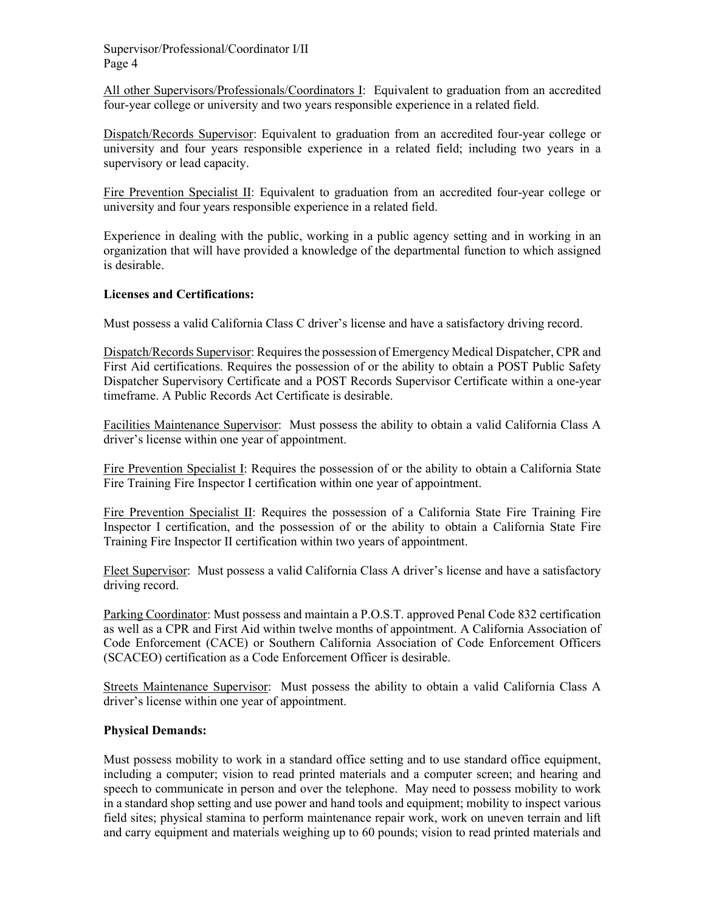All other Supervisors/Professionals/Coordinators I: Equivalent to graduation from an accredited four-year college or university and two years responsible experience in a related field.

Dispatch/Records Supervisor: Equivalent to graduation from an accredited four-year college or university and four years responsible experience in a related field; including two years in a supervisory or lead capacity.

Fire Prevention Specialist II: Equivalent to graduation from an accredited four-year college or university and four years responsible experience in a related field.

Experience in dealing with the public, working in a public agency setting and in working in an organization that will have provided a knowledge of the departmental function to which assigned is desirable.

**Licenses and Certifications:**

Must possess a valid California Class C driver's license and have a satisfactory driving record.

Dispatch/Records Supervisor: Requires the possession of Emergency Medical Dispatcher, CPR and First Aid certifications. Requires the possession of or the ability to obtain a POST Public Safety Dispatcher Supervisory Certificate and a POST Records Supervisor Certificate within a one-year timeframe. A Public Records Act Certificate is desirable.

Facilities Maintenance Supervisor: Must possess the ability to obtain a valid California Class A driver's license within one year of appointment.

Fire Prevention Specialist I: Requires the possession of or the ability to obtain a California State Fire Training Fire Inspector I certification within one year of appointment.

Fire Prevention Specialist II: Requires the possession of a California State Fire Training Fire Inspector I certification, and the possession of or the ability to obtain a California State Fire Training Fire Inspector II certification within two years of appointment.

Fleet Supervisor: Must possess a valid California Class A driver's license and have a satisfactory driving record.

Parking Coordinator: Must possess and maintain a P.O.S.T. approved Penal Code 832 certification as well as a CPR and First Aid within twelve months of appointment. A California Association of Code Enforcement (CACE) or Southern California Association of Code Enforcement Officers (SCACEO) certification as a Code Enforcement Officer is desirable.

Streets Maintenance Supervisor: Must possess the ability to obtain a valid California Class A driver's license within one year of appointment.

**Physical Demands:**

Must possess mobility to work in a standard office setting and to use standard office equipment, including a computer; vision to read printed materials and a computer screen; and hearing and speech to communicate in person and over the telephone. May need to possess mobility to work in a standard shop setting and use power and hand tools and equipment; mobility to inspect various field sites; physical stamina to perform maintenance repair work, work on uneven terrain and lift and carry equipment and materials weighing up to 60 pounds; vision to read printed materials and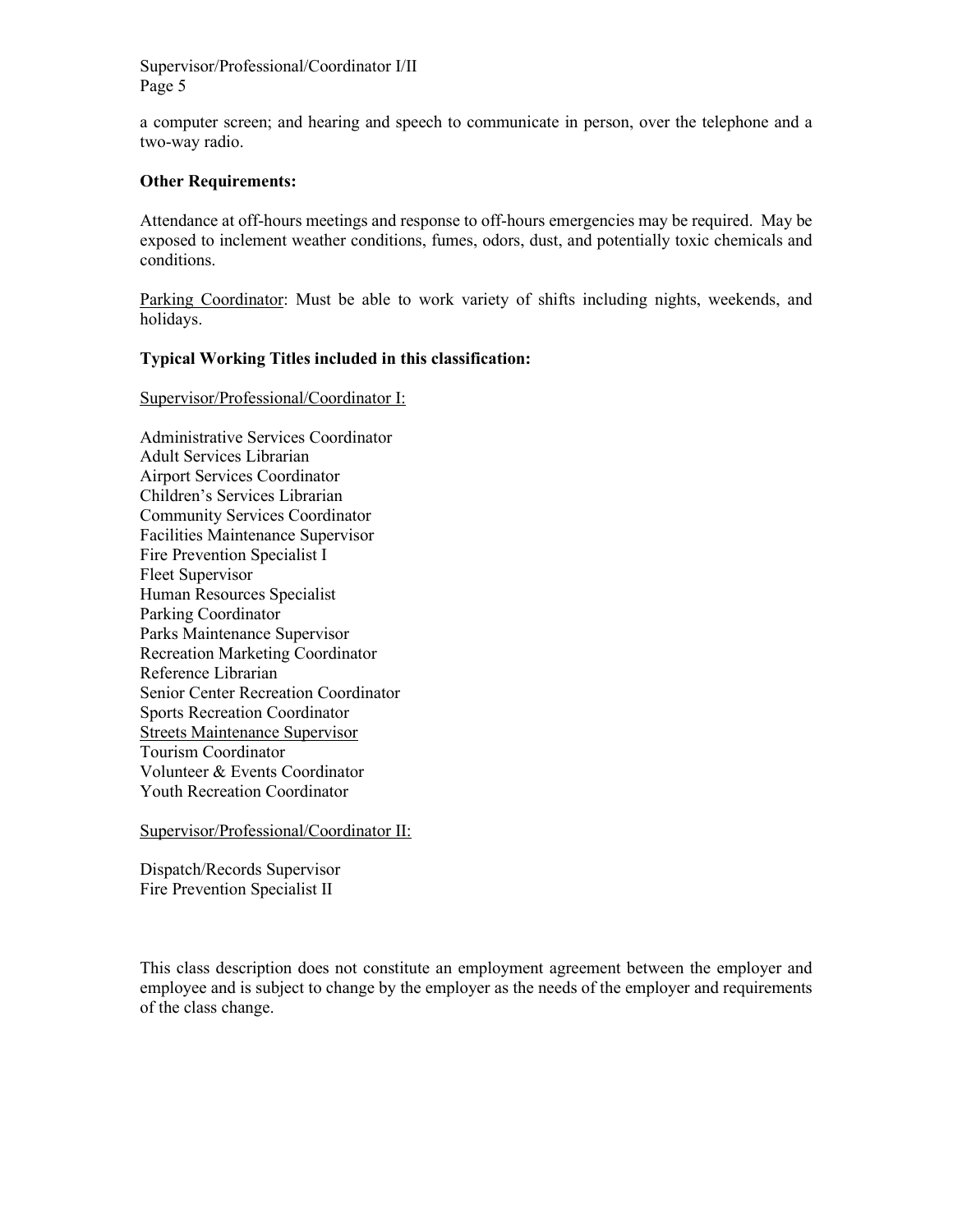a computer screen; and hearing and speech to communicate in person, over the telephone and a two-way radio.

**Other Requirements:**

Attendance at off-hours meetings and response to off-hours emergencies may be required. May be exposed to inclement weather conditions, fumes, odors, dust, and potentially toxic chemicals and conditions.

<u>Parking Coordinator</u>: Must be able to work variety of shifts including nights, weekends, and holidays.

**Typical Working Titles included in this classification:**

<u>Supervisor/Professional/Coordinator I:</u>

Administrative Services Coordinator
Adult Services Librarian
Airport Services Coordinator
Children's Services Librarian
Community Services Coordinator
Facilities Maintenance Supervisor
Fire Prevention Specialist I
Fleet Supervisor
Human Resources Specialist
Parking Coordinator
Parks Maintenance Supervisor
Recreation Marketing Coordinator
Reference Librarian
Senior Center Recreation Coordinator
Sports Recreation Coordinator
<u>Streets Maintenance Supervisor</u>
Tourism Coordinator
Volunteer & Events Coordinator
Youth Recreation Coordinator

<u>Supervisor/Professional/Coordinator II:</u>

Dispatch/Records Supervisor
Fire Prevention Specialist II

This class description does not constitute an employment agreement between the employer and employee and is subject to change by the employer as the needs of the employer and requirements of the class change.